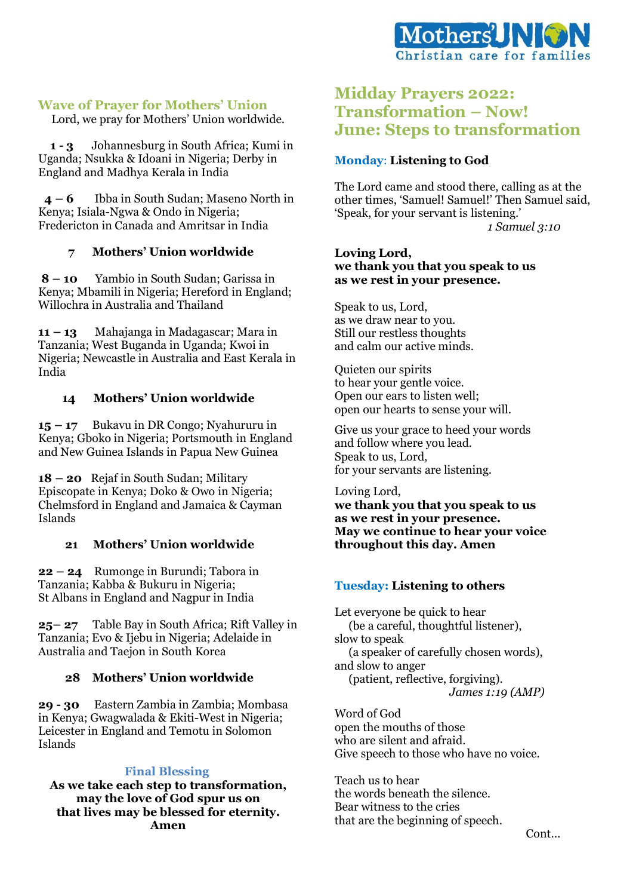Mothers' UNION
Christian care for families

## Wave of Prayer for Mothers' Union

Lord, we pray for Mothers' Union worldwide.

**1 - 3** Johannesburg in South Africa; Kumi in Uganda; Nsukka & Idoani in Nigeria; Derby in England and Madhya Kerala in India

**4 – 6** Ibba in South Sudan; Maseno North in Kenya; Isiala-Ngwa & Ondo in Nigeria; Fredericton in Canada and Amritsar in India

**7 Mothers' Union worldwide**

**8 – 10** Yambio in South Sudan; Garissa in Kenya; Mbamili in Nigeria; Hereford in England; Willochra in Australia and Thailand

**11 – 13** Mahajanga in Madagascar; Mara in Tanzania; West Buganda in Uganda; Kwoi in Nigeria; Newcastle in Australia and East Kerala in India

**14 Mothers' Union worldwide**

**15 – 17** Bukavu in DR Congo; Nyahururu in Kenya; Gboko in Nigeria; Portsmouth in England and New Guinea Islands in Papua New Guinea

**18 – 20** Rejaf in South Sudan; Military Episcopate in Kenya; Doko & Owo in Nigeria; Chelmsford in England and Jamaica & Cayman Islands

**21 Mothers' Union worldwide**

**22 – 24** Rumonge in Burundi; Tabora in Tanzania; Kabba & Bukuru in Nigeria; St Albans in England and Nagpur in India

**25– 27** Table Bay in South Africa; Rift Valley in Tanzania; Evo & Ijebu in Nigeria; Adelaide in Australia and Taejon in South Korea

**28 Mothers' Union worldwide**

**29 - 30** Eastern Zambia in Zambia; Mombasa in Kenya; Gwagwalada & Ekiti-West in Nigeria; Leicester in England and Temotu in Solomon Islands

### Final Blessing

**As we take each step to transformation,**
**may the love of God spur us on**
**that lives may be blessed for eternity.**
**Amen**

# Midday Prayers 2022: Transformation – Now! June: Steps to transformation

### Monday: **Listening to God**

The Lord came and stood there, calling as at the other times, 'Samuel! Samuel!' Then Samuel said, 'Speak, for your servant is listening.'

*1 Samuel 3:10*

**Loving Lord,**
**we thank you that you speak to us**
**as we rest in your presence.**

Speak to us, Lord,
as we draw near to you.
Still our restless thoughts
and calm our active minds.

Quieten our spirits
to hear your gentle voice.
Open our ears to listen well;
open our hearts to sense your will.

Give us your grace to heed your words
and follow where you lead.
Speak to us, Lord,
for your servants are listening.

Loving Lord,
**we thank you that you speak to us**
**as we rest in your presence.**
**May we continue to hear your voice**
**throughout this day. Amen**

### Tuesday: **Listening to others**

Let everyone be quick to hear
(be a careful, thoughtful listener),
slow to speak
(a speaker of carefully chosen words),
and slow to anger
(patient, reflective, forgiving).

*James 1:19 (AMP)*

Word of God
open the mouths of those
who are silent and afraid.
Give speech to those who have no voice.

Teach us to hear
the words beneath the silence.
Bear witness to the cries
that are the beginning of speech.

Cont...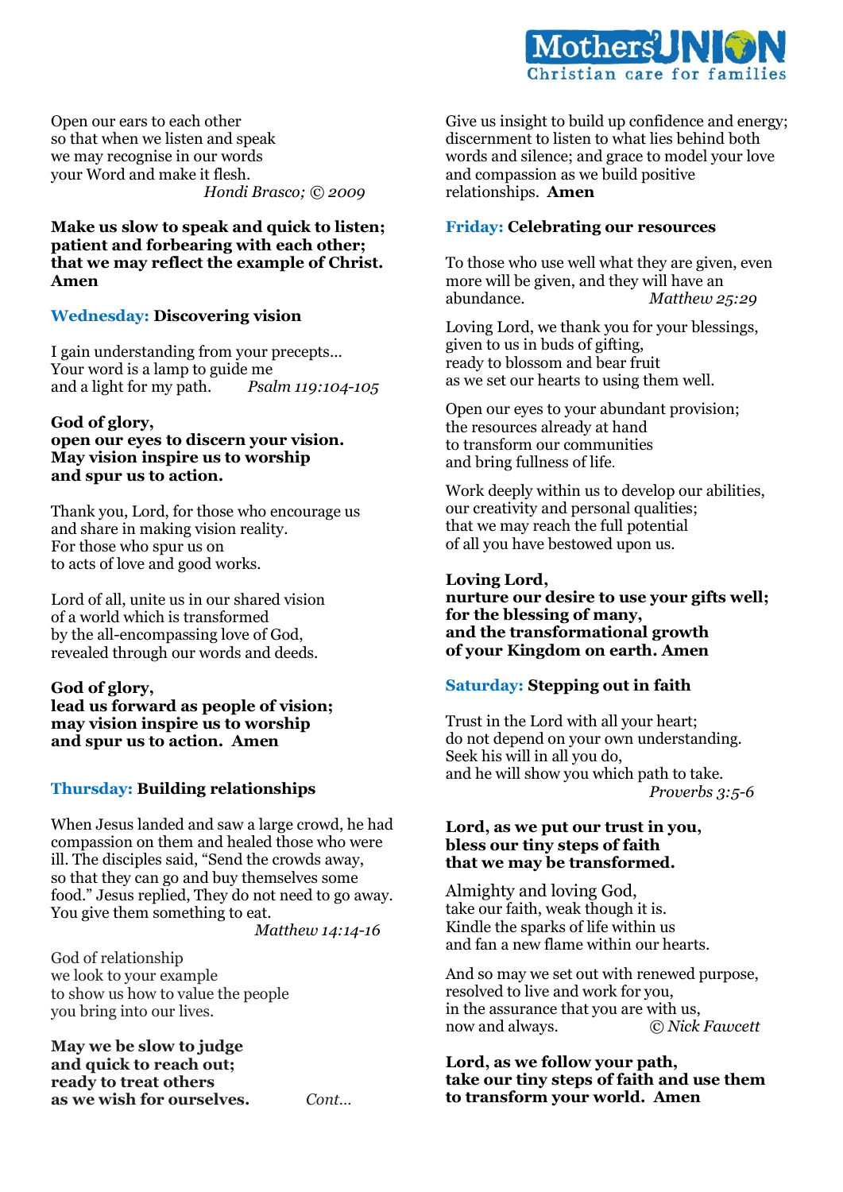Open our ears to each other
so that when we listen and speak
we may recognise in our words
your Word and make it flesh.
*Hondi Brasco; © 2009*

**Make us slow to speak and quick to listen;
patient and forbearing with each other;
that we may reflect the example of Christ.
Amen**

## Wednesday: Discovering vision

I gain understanding from your precepts…
Your word is a lamp to guide me
and a light for my path. *Psalm 119:104-105*

**God of glory,
open our eyes to discern your vision.
May vision inspire us to worship
and spur us to action.**

Thank you, Lord, for those who encourage us
and share in making vision reality.
For those who spur us on
to acts of love and good works.

Lord of all, unite us in our shared vision
of a world which is transformed
by the all-encompassing love of God,
revealed through our words and deeds.

**God of glory,
lead us forward as people of vision;
may vision inspire us to worship
and spur us to action. Amen**

## Thursday: Building relationships

When Jesus landed and saw a large crowd, he had compassion on them and healed those who were ill. The disciples said, “Send the crowds away, so that they can go and buy themselves some food.” Jesus replied, They do not need to go away. You give them something to eat.
*Matthew 14:14-16*

God of relationship
we look to your example
to show us how to value the people
you bring into our lives.

**May we be slow to judge
and quick to reach out;
ready to treat others
as we wish for ourselves.** *Cont…*

Give us insight to build up confidence and energy; discernment to listen to what lies behind both words and silence; and grace to model your love and compassion as we build positive relationships. **Amen**

## Friday: Celebrating our resources

To those who use well what they are given, even more will be given, and they will have an abundance. *Matthew 25:29*

Loving Lord, we thank you for your blessings,
given to us in buds of gifting,
ready to blossom and bear fruit
as we set our hearts to using them well.

Open our eyes to your abundant provision;
the resources already at hand
to transform our communities
and bring fullness of life.

Work deeply within us to develop our abilities,
our creativity and personal qualities;
that we may reach the full potential
of all you have bestowed upon us.

**Loving Lord,
nurture our desire to use your gifts well;
for the blessing of many,
and the transformational growth
of your Kingdom on earth. Amen**

## Saturday: Stepping out in faith

Trust in the Lord with all your heart;
do not depend on your own understanding.
Seek his will in all you do,
and he will show you which path to take.
*Proverbs 3:5-6*

**Lord, as we put our trust in you,
bless our tiny steps of faith
that we may be transformed.**

Almighty and loving God,
take our faith, weak though it is.
Kindle the sparks of life within us
and fan a new flame within our hearts.

And so may we set out with renewed purpose,
resolved to live and work for you,
in the assurance that you are with us,
now and always. *© Nick Fawcett*

**Lord, as we follow your path,
take our tiny steps of faith and use them
to transform your world. Amen**